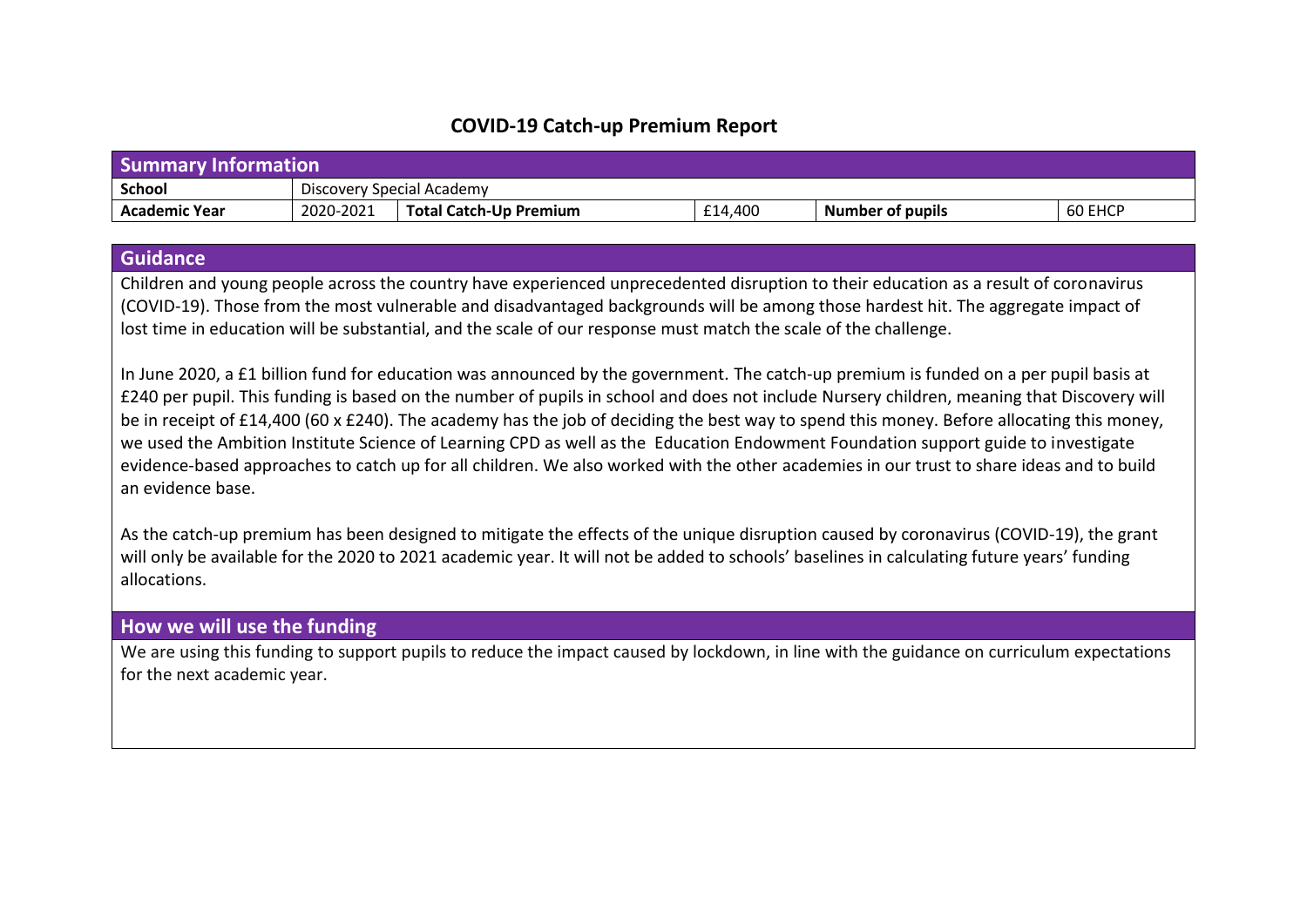# COVID-19 Catch-up Premium Report

| Summary Information | | | | | |
|---|---|---|---|---|---|
| **School** | Discovery Special Academy | | | | |
| **Academic Year** | 2020-2021 | **Total Catch-Up Premium** | £14,400 | **Number of pupils** | 60 EHCP |

## Guidance

Children and young people across the country have experienced unprecedented disruption to their education as a result of coronavirus (COVID-19). Those from the most vulnerable and disadvantaged backgrounds will be among those hardest hit. The aggregate impact of lost time in education will be substantial, and the scale of our response must match the scale of the challenge.

In June 2020, a £1 billion fund for education was announced by the government. The catch-up premium is funded on a per pupil basis at £240 per pupil. This funding is based on the number of pupils in school and does not include Nursery children, meaning that Discovery will be in receipt of £14,400 (60 x £240). The academy has the job of deciding the best way to spend this money. Before allocating this money, we used the Ambition Institute Science of Learning CPD as well as the Education Endowment Foundation support guide to investigate evidence-based approaches to catch up for all children. We also worked with the other academies in our trust to share ideas and to build an evidence base.

As the catch-up premium has been designed to mitigate the effects of the unique disruption caused by coronavirus (COVID-19), the grant will only be available for the 2020 to 2021 academic year. It will not be added to schools' baselines in calculating future years' funding allocations.

## How we will use the funding

We are using this funding to support pupils to reduce the impact caused by lockdown, in line with the guidance on curriculum expectations for the next academic year.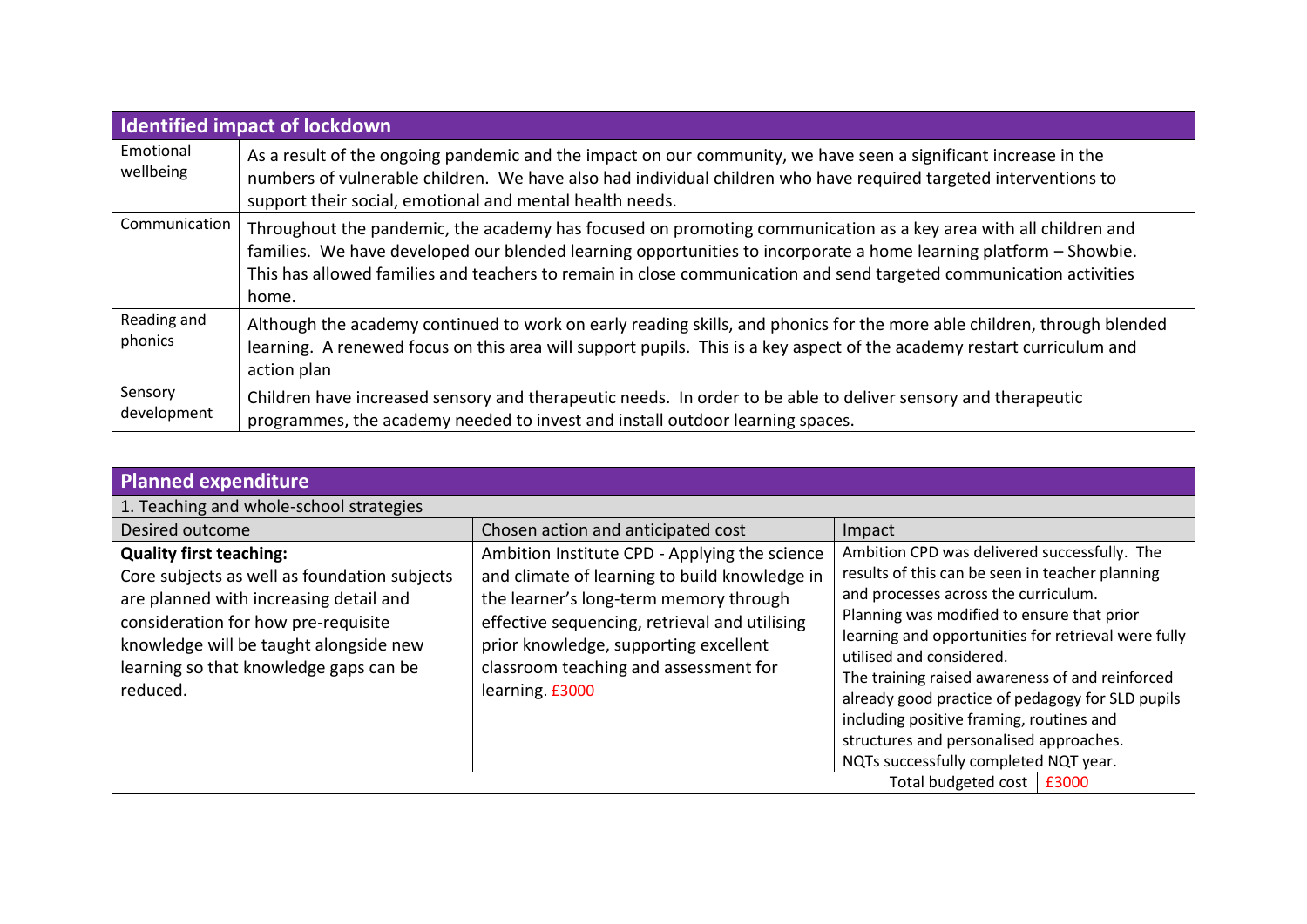| Identified impact of lockdown | |
|---|---|
| Emotional wellbeing | As a result of the ongoing pandemic and the impact on our community, we have seen a significant increase in the numbers of vulnerable children. We have also had individual children who have required targeted interventions to support their social, emotional and mental health needs. |
| Communication | Throughout the pandemic, the academy has focused on promoting communication as a key area with all children and families. We have developed our blended learning opportunities to incorporate a home learning platform – Showbie. This has allowed families and teachers to remain in close communication and send targeted communication activities home. |
| Reading and phonics | Although the academy continued to work on early reading skills, and phonics for the more able children, through blended learning. A renewed focus on this area will support pupils. This is a key aspect of the academy restart curriculum and action plan |
| Sensory development | Children have increased sensory and therapeutic needs. In order to be able to deliver sensory and therapeutic programmes, the academy needed to invest and install outdoor learning spaces. |

| Planned expenditure | | |
|---|---|---|
| 1. Teaching and whole-school strategies | | |
| Desired outcome | Chosen action and anticipated cost | Impact |
| **Quality first teaching:** Core subjects as well as foundation subjects are planned with increasing detail and consideration for how pre-requisite knowledge will be taught alongside new learning so that knowledge gaps can be reduced. | Ambition Institute CPD - Applying the science and climate of learning to build knowledge in the learner's long-term memory through effective sequencing, retrieval and utilising prior knowledge, supporting excellent classroom teaching and assessment for learning. £3000 | Ambition CPD was delivered successfully. The results of this can be seen in teacher planning and processes across the curriculum. Planning was modified to ensure that prior learning and opportunities for retrieval were fully utilised and considered. The training raised awareness of and reinforced already good practice of pedagogy for SLD pupils including positive framing, routines and structures and personalised approaches. NQTs successfully completed NQT year. |
| | Total budgeted cost | £3000 |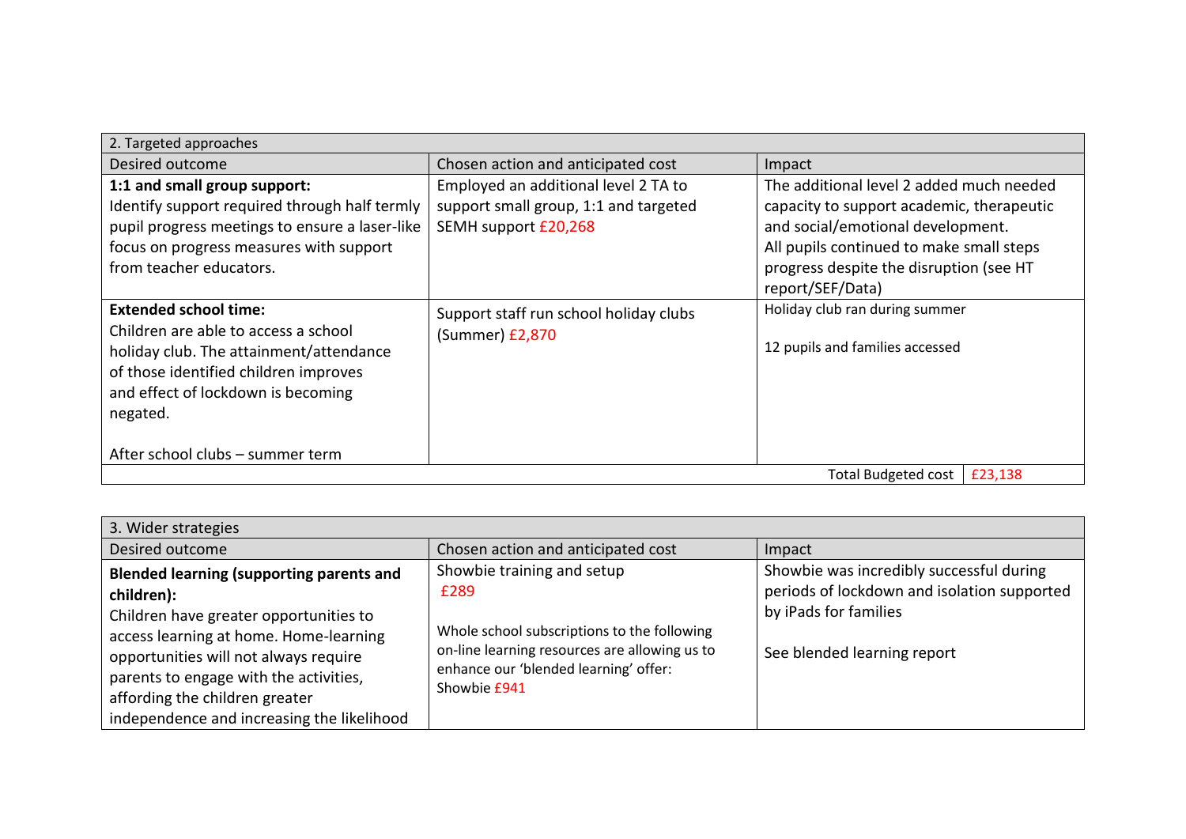| 2. Targeted approaches | | |
|---|---|---|
| Desired outcome | Chosen action and anticipated cost | Impact |
| **1:1 and small group support:** Identify support required through half termly pupil progress meetings to ensure a laser-like focus on progress measures with support from teacher educators. | Employed an additional level 2 TA to support small group, 1:1 and targeted SEMH support £20,268 | The additional level 2 added much needed capacity to support academic, therapeutic and social/emotional development. All pupils continued to make small steps progress despite the disruption (see HT report/SEF/Data) |
| **Extended school time:** Children are able to access a school holiday club. The attainment/attendance of those identified children improves and effect of lockdown is becoming negated.<br><br>After school clubs – summer term | Support staff run school holiday clubs (Summer) £2,870 | Holiday club ran during summer<br><br>12 pupils and families accessed |
| | Total Budgeted cost | £23,138 |

| 3. Wider strategies | | |
|---|---|---|
| Desired outcome | Chosen action and anticipated cost | Impact |
| **Blended learning (supporting parents and children):** Children have greater opportunities to access learning at home. Home-learning opportunities will not always require parents to engage with the activities, affording the children greater independence and increasing the likelihood | Showbie training and setup £289<br><br>Whole school subscriptions to the following on-line learning resources are allowing us to enhance our 'blended learning' offer: Showbie £941 | Showbie was incredibly successful during periods of lockdown and isolation supported by iPads for families<br><br>See blended learning report |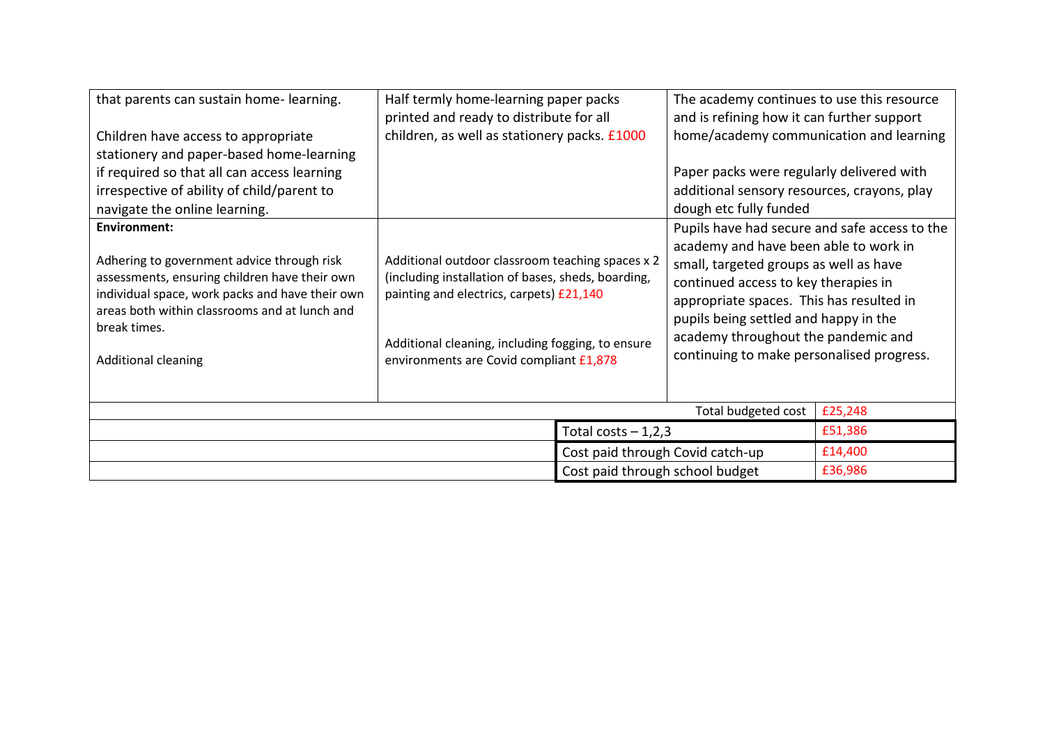| | | |
|---|---|---|
| that parents can sustain home- learning.<br><br>Children have access to appropriate stationery and paper-based home-learning if required so that all can access learning irrespective of ability of child/parent to navigate the online learning. | Half termly home-learning paper packs printed and ready to distribute for all children, as well as stationery packs. £1000 | The academy continues to use this resource and is refining how it can further support home/academy communication and learning<br><br>Paper packs were regularly delivered with additional sensory resources, crayons, play dough etc fully funded |
| **Environment:**<br><br>Adhering to government advice through risk assessments, ensuring children have their own individual space, work packs and have their own areas both within classrooms and at lunch and break times.<br><br>Additional cleaning | Additional outdoor classroom teaching spaces x 2 (including installation of bases, sheds, boarding, painting and electrics, carpets) £21,140<br><br>Additional cleaning, including fogging, to ensure environments are Covid compliant £1,878 | Pupils have had secure and safe access to the academy and have been able to work in small, targeted groups as well as have continued access to key therapies in appropriate spaces. This has resulted in pupils being settled and happy in the academy throughout the pandemic and continuing to make personalised progress. |

| | | |
|---|---|---|
| | Total budgeted cost | £25,248 |
| | Total costs – 1,2,3 | £51,386 |
| | Cost paid through Covid catch-up | £14,400 |
| | Cost paid through school budget | £36,986 |